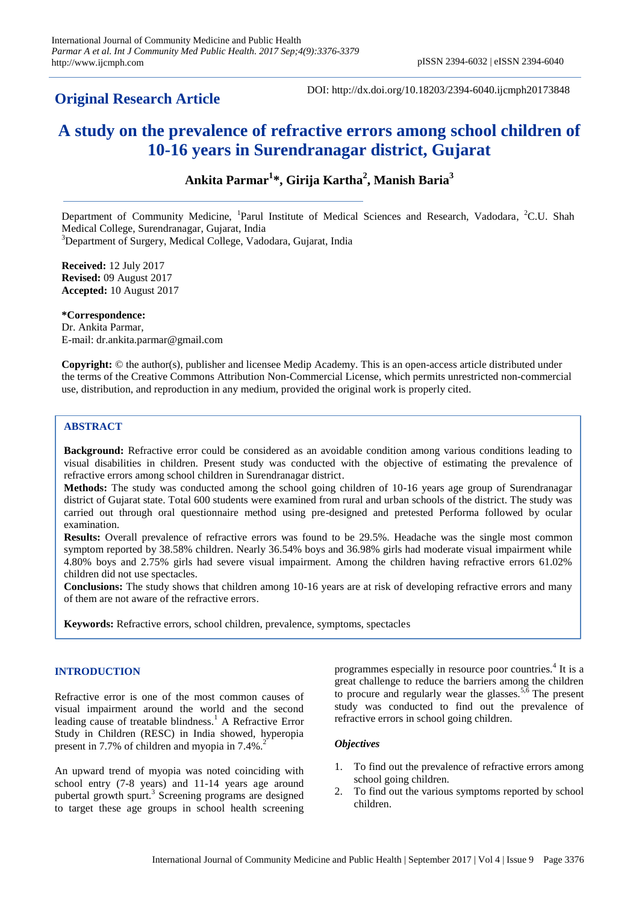**Original Research Article**

DOI: http://dx.doi.org/10.18203/2394-6040.ijcmph20173848

# A study on the prevalence of refractive errors among school children of 10-16 years in Surendranagar district, Gujarat

**Ankita Parmar[1]*, Girija Kartha[2], Manish Baria[3]**

Department of Community Medicine, [1]Parul Institute of Medical Sciences and Research, Vadodara, [2]C.U. Shah Medical College, Surendranagar, Gujarat, India

[3]Department of Surgery, Medical College, Vadodara, Gujarat, India

**Received:** 12 July 2017
**Revised:** 09 August 2017
**Accepted:** 10 August 2017

***Correspondence:**
Dr. Ankita Parmar,
E-mail: dr.ankita.parmar@gmail.com

**Copyright:** © the author(s), publisher and licensee Medip Academy. This is an open-access article distributed under the terms of the Creative Commons Attribution Non-Commercial License, which permits unrestricted non-commercial use, distribution, and reproduction in any medium, provided the original work is properly cited.

## ABSTRACT

**Background:** Refractive error could be considered as an avoidable condition among various conditions leading to visual disabilities in children. Present study was conducted with the objective of estimating the prevalence of refractive errors among school children in Surendranagar district.

**Methods:** The study was conducted among the school going children of 10-16 years age group of Surendranagar district of Gujarat state. Total 600 students were examined from rural and urban schools of the district. The study was carried out through oral questionnaire method using pre-designed and pretested Performa followed by ocular examination.

**Results:** Overall prevalence of refractive errors was found to be 29.5%. Headache was the single most common symptom reported by 38.58% children. Nearly 36.54% boys and 36.98% girls had moderate visual impairment while 4.80% boys and 2.75% girls had severe visual impairment. Among the children having refractive errors 61.02% children did not use spectacles.

**Conclusions:** The study shows that children among 10-16 years are at risk of developing refractive errors and many of them are not aware of the refractive errors.

**Keywords:** Refractive errors, school children, prevalence, symptoms, spectacles

## INTRODUCTION

Refractive error is one of the most common causes of visual impairment around the world and the second leading cause of treatable blindness.[1] A Refractive Error Study in Children (RESC) in India showed, hyperopia present in 7.7% of children and myopia in 7.4%.[2]

An upward trend of myopia was noted coinciding with school entry (7-8 years) and 11-14 years age around pubertal growth spurt.[3] Screening programs are designed to target these age groups in school health screening programmes especially in resource poor countries.[4] It is a great challenge to reduce the barriers among the children to procure and regularly wear the glasses.[5,6] The present study was conducted to find out the prevalence of refractive errors in school going children.

### *Objectives*

1. To find out the prevalence of refractive errors among school going children.
2. To find out the various symptoms reported by school children.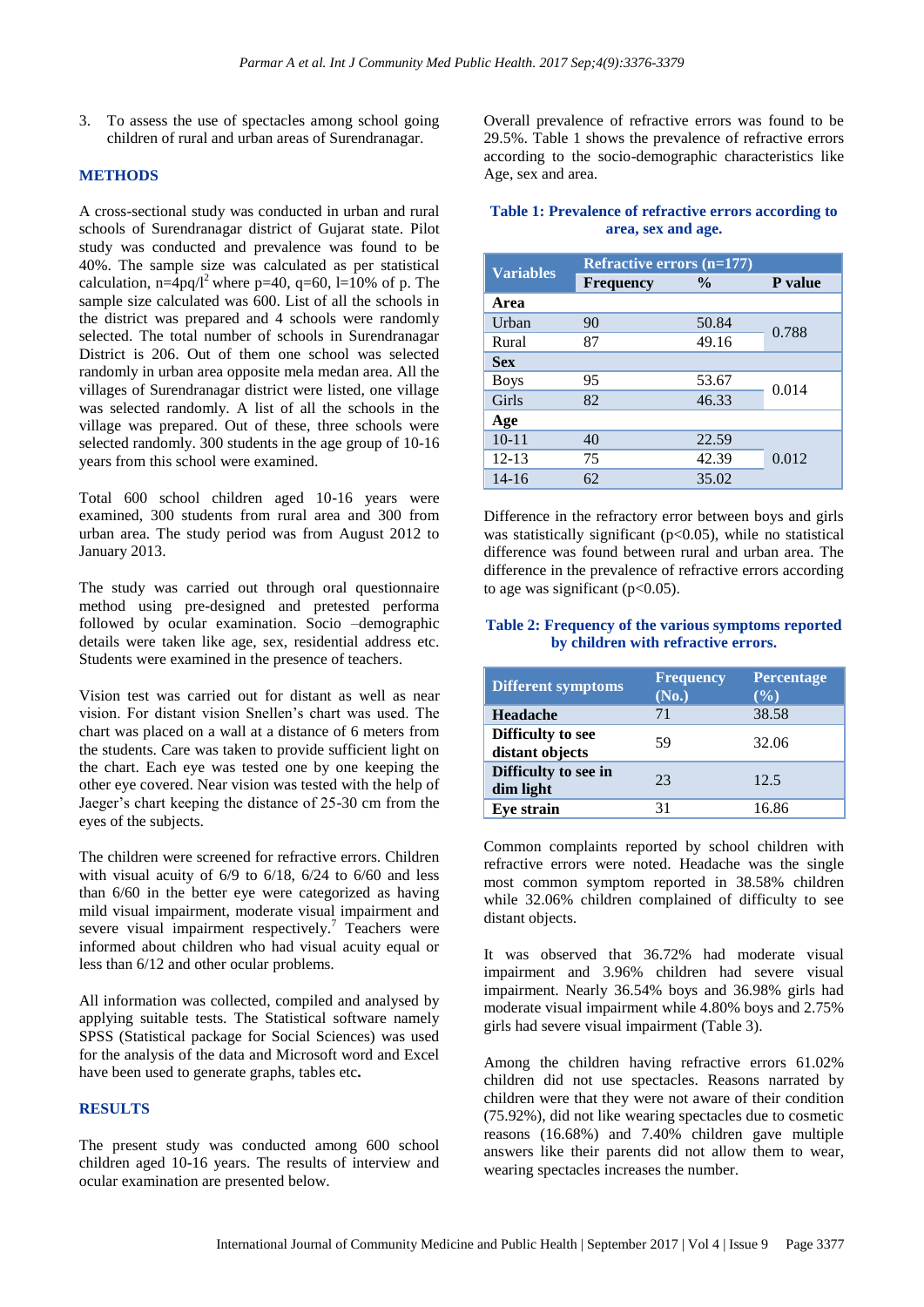3. To assess the use of spectacles among school going children of rural and urban areas of Surendranagar.

## METHODS

A cross-sectional study was conducted in urban and rural schools of Surendranagar district of Gujarat state. Pilot study was conducted and prevalence was found to be 40%. The sample size was calculated as per statistical calculation, $n=4pq/l^2$ where p=40, q=60, l=10% of p. The sample size calculated was 600. List of all the schools in the district was prepared and 4 schools were randomly selected. The total number of schools in Surendranagar District is 206. Out of them one school was selected randomly in urban area opposite mela medan area. All the villages of Surendranagar district were listed, one village was selected randomly. A list of all the schools in the village was prepared. Out of these, three schools were selected randomly. 300 students in the age group of 10-16 years from this school were examined.

Total 600 school children aged 10-16 years were examined, 300 students from rural area and 300 from urban area. The study period was from August 2012 to January 2013.

The study was carried out through oral questionnaire method using pre-designed and pretested performa followed by ocular examination. Socio –demographic details were taken like age, sex, residential address etc. Students were examined in the presence of teachers.

Vision test was carried out for distant as well as near vision. For distant vision Snellen's chart was used. The chart was placed on a wall at a distance of 6 meters from the students. Care was taken to provide sufficient light on the chart. Each eye was tested one by one keeping the other eye covered. Near vision was tested with the help of Jaeger's chart keeping the distance of 25-30 cm from the eyes of the subjects.

The children were screened for refractive errors. Children with visual acuity of 6/9 to 6/18, 6/24 to 6/60 and less than 6/60 in the better eye were categorized as having mild visual impairment, moderate visual impairment and severe visual impairment respectively.[7] Teachers were informed about children who had visual acuity equal or less than 6/12 and other ocular problems.

All information was collected, compiled and analysed by applying suitable tests. The Statistical software namely SPSS (Statistical package for Social Sciences) was used for the analysis of the data and Microsoft word and Excel have been used to generate graphs, tables etc.

## RESULTS

The present study was conducted among 600 school children aged 10-16 years. The results of interview and ocular examination are presented below.

Overall prevalence of refractive errors was found to be 29.5%. Table 1 shows the prevalence of refractive errors according to the socio-demographic characteristics like Age, sex and area.

**Table 1: Prevalence of refractive errors according to area, sex and age.**

| Variables | Refractive errors (n=177) | | |
|---|---|---|---|
| | Frequency | % | P value |
| **Area** | | | |
| Urban | 90 | 50.84 | 0.788 |
| Rural | 87 | 49.16 | |
| **Sex** | | | |
| Boys | 95 | 53.67 | 0.014 |
| Girls | 82 | 46.33 | |
| **Age** | | | |
| 10-11 | 40 | 22.59 | 0.012 |
| 12-13 | 75 | 42.39 | |
| 14-16 | 62 | 35.02 | |

Difference in the refractory error between boys and girls was statistically significant ($p<0.05$), while no statistical difference was found between rural and urban area. The difference in the prevalence of refractive errors according to age was significant ($p<0.05$).

**Table 2: Frequency of the various symptoms reported by children with refractive errors.**

| Different symptoms | Frequency (No.) | Percentage (%) |
|---|---|---|
| **Headache** | 71 | 38.58 |
| **Difficulty to see distant objects** | 59 | 32.06 |
| **Difficulty to see in dim light** | 23 | 12.5 |
| **Eye strain** | 31 | 16.86 |

Common complaints reported by school children with refractive errors were noted. Headache was the single most common symptom reported in 38.58% children while 32.06% children complained of difficulty to see distant objects.

It was observed that 36.72% had moderate visual impairment and 3.96% children had severe visual impairment. Nearly 36.54% boys and 36.98% girls had moderate visual impairment while 4.80% boys and 2.75% girls had severe visual impairment (Table 3).

Among the children having refractive errors 61.02% children did not use spectacles. Reasons narrated by children were that they were not aware of their condition (75.92%), did not like wearing spectacles due to cosmetic reasons (16.68%) and 7.40% children gave multiple answers like their parents did not allow them to wear, wearing spectacles increases the number.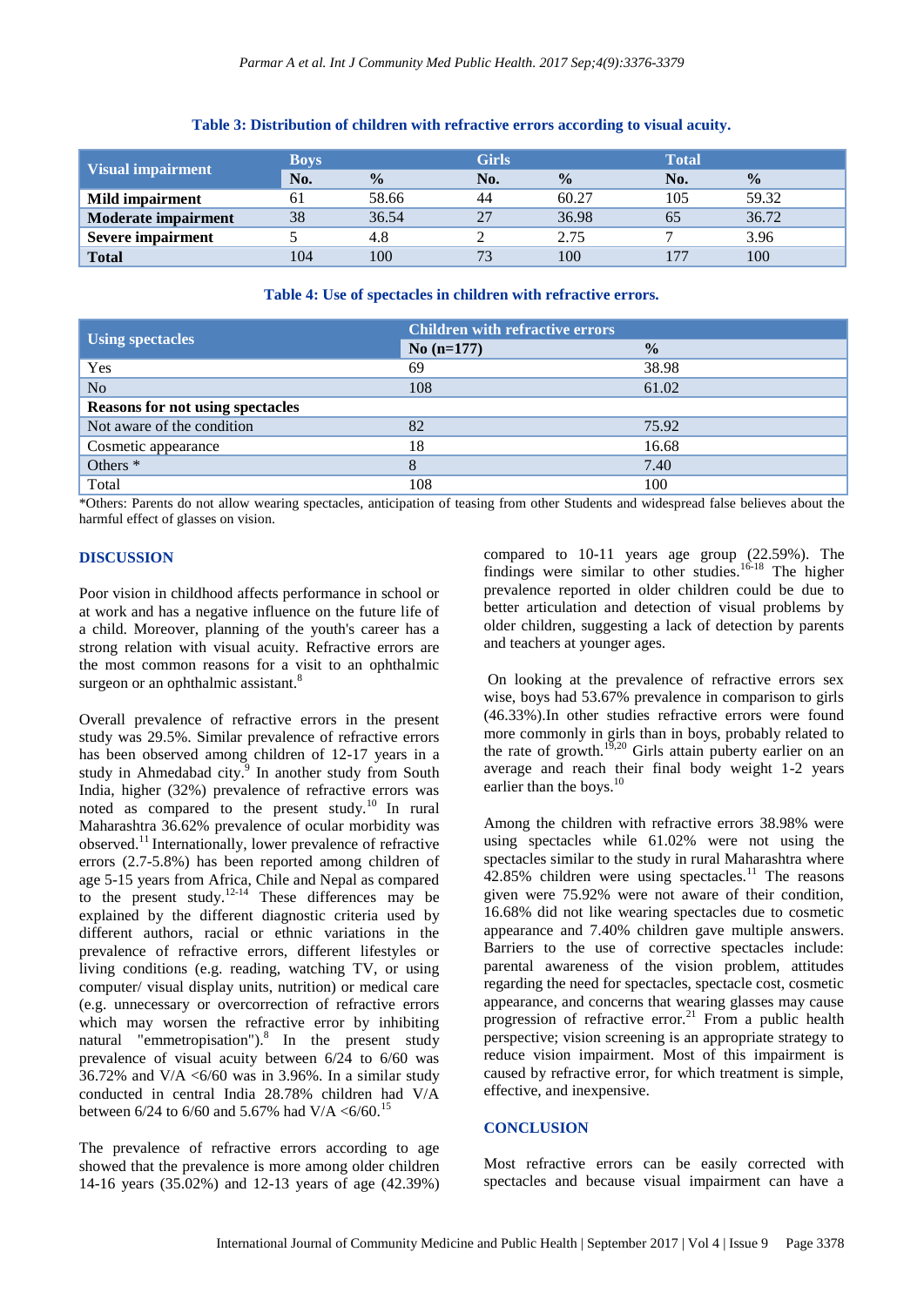**Table 3: Distribution of children with refractive errors according to visual acuity.**

| Visual impairment | Boys | | Girls | | Total | |
|---|---|---|---|---|---|---|
| | No. | % | No. | % | No. | % |
| **Mild impairment** | 61 | 58.66 | 44 | 60.27 | 105 | 59.32 |
| **Moderate impairment** | 38 | 36.54 | 27 | 36.98 | 65 | 36.72 |
| **Severe impairment** | 5 | 4.8 | 2 | 2.75 | 7 | 3.96 |
| **Total** | 104 | 100 | 73 | 100 | 177 | 100 |

**Table 4: Use of spectacles in children with refractive errors.**

| Using spectacles | Children with refractive errors | |
|---|---|---|
| | No (n=177) | % |
| Yes | 69 | 38.98 |
| No | 108 | 61.02 |
| **Reasons for not using spectacles** | | |
| Not aware of the condition | 82 | 75.92 |
| Cosmetic appearance | 18 | 16.68 |
| Others * | 8 | 7.40 |
| Total | 108 | 100 |

*Others: Parents do not allow wearing spectacles, anticipation of teasing from other Students and widespread false believes about the harmful effect of glasses on vision.

## DISCUSSION

Poor vision in childhood affects performance in school or at work and has a negative influence on the future life of a child. Moreover, planning of the youth's career has a strong relation with visual acuity. Refractive errors are the most common reasons for a visit to an ophthalmic surgeon or an ophthalmic assistant.[8]

Overall prevalence of refractive errors in the present study was 29.5%. Similar prevalence of refractive errors has been observed among children of 12-17 years in a study in Ahmedabad city.[9] In another study from South India, higher (32%) prevalence of refractive errors was noted as compared to the present study.[10] In rural Maharashtra 36.62% prevalence of ocular morbidity was observed.[11] Internationally, lower prevalence of refractive errors (2.7-5.8%) has been reported among children of age 5-15 years from Africa, Chile and Nepal as compared to the present study.[12-14] These differences may be explained by the different diagnostic criteria used by different authors, racial or ethnic variations in the prevalence of refractive errors, different lifestyles or living conditions (e.g. reading, watching TV, or using computer/ visual display units, nutrition) or medical care (e.g. unnecessary or overcorrection of refractive errors which may worsen the refractive error by inhibiting natural "emmetropisation").[8] In the present study prevalence of visual acuity between 6/24 to 6/60 was 36.72% and V/A <6/60 was in 3.96%. In a similar study conducted in central India 28.78% children had V/A between 6/24 to 6/60 and 5.67% had V/A <6/60.[15]

The prevalence of refractive errors according to age showed that the prevalence is more among older children 14-16 years (35.02%) and 12-13 years of age (42.39%) compared to 10-11 years age group (22.59%). The findings were similar to other studies.[16-18] The higher prevalence reported in older children could be due to better articulation and detection of visual problems by older children, suggesting a lack of detection by parents and teachers at younger ages.

On looking at the prevalence of refractive errors sex wise, boys had 53.67% prevalence in comparison to girls (46.33%).In other studies refractive errors were found more commonly in girls than in boys, probably related to the rate of growth.[19,20] Girls attain puberty earlier on an average and reach their final body weight 1-2 years earlier than the boys.[10]

Among the children with refractive errors 38.98% were using spectacles while 61.02% were not using the spectacles similar to the study in rural Maharashtra where 42.85% children were using spectacles.[11] The reasons given were 75.92% were not aware of their condition, 16.68% did not like wearing spectacles due to cosmetic appearance and 7.40% children gave multiple answers. Barriers to the use of corrective spectacles include: parental awareness of the vision problem, attitudes regarding the need for spectacles, spectacle cost, cosmetic appearance, and concerns that wearing glasses may cause progression of refractive error.[21] From a public health perspective; vision screening is an appropriate strategy to reduce vision impairment. Most of this impairment is caused by refractive error, for which treatment is simple, effective, and inexpensive.

## CONCLUSION

Most refractive errors can be easily corrected with spectacles and because visual impairment can have a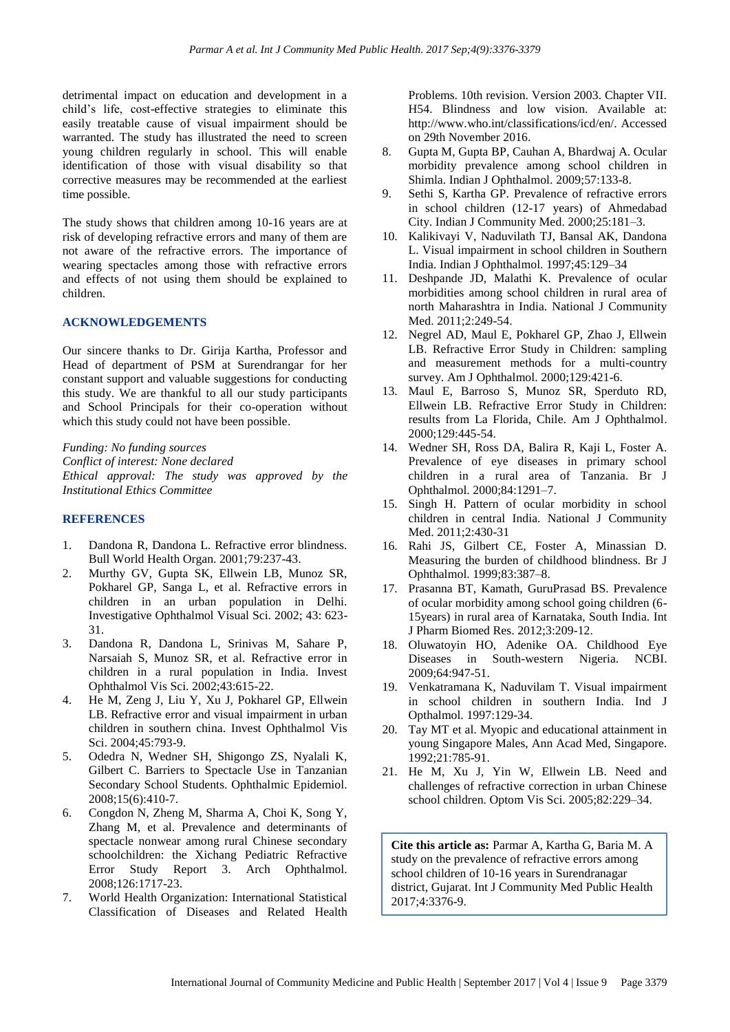detrimental impact on education and development in a child's life, cost-effective strategies to eliminate this easily treatable cause of visual impairment should be warranted. The study has illustrated the need to screen young children regularly in school. This will enable identification of those with visual disability so that corrective measures may be recommended at the earliest time possible.

The study shows that children among 10-16 years are at risk of developing refractive errors and many of them are not aware of the refractive errors. The importance of wearing spectacles among those with refractive errors and effects of not using them should be explained to children.

## ACKNOWLEDGEMENTS

Our sincere thanks to Dr. Girija Kartha, Professor and Head of department of PSM at Surendrangar for her constant support and valuable suggestions for conducting this study. We are thankful to all our study participants and School Principals for their co-operation without which this study could not have been possible.

*Funding: No funding sources*
*Conflict of interest: None declared*
*Ethical approval: The study was approved by the Institutional Ethics Committee*

## REFERENCES

1. Dandona R, Dandona L. Refractive error blindness. Bull World Health Organ. 2001;79:237-43.
2. Murthy GV, Gupta SK, Ellwein LB, Munoz SR, Pokharel GP, Sanga L, et al. Refractive errors in children in an urban population in Delhi. Investigative Ophthalmol Visual Sci. 2002; 43: 623-31.
3. Dandona R, Dandona L, Srinivas M, Sahare P, Narsaiah S, Munoz SR, et al. Refractive error in children in a rural population in India. Invest Ophthalmol Vis Sci. 2002;43:615-22.
4. He M, Zeng J, Liu Y, Xu J, Pokharel GP, Ellwein LB. Refractive error and visual impairment in urban children in southern china. Invest Ophthalmol Vis Sci. 2004;45:793-9.
5. Odedra N, Wedner SH, Shigongo ZS, Nyalali K, Gilbert C. Barriers to Spectacle Use in Tanzanian Secondary School Students. Ophthalmic Epidemiol. 2008;15(6):410-7.
6. Congdon N, Zheng M, Sharma A, Choi K, Song Y, Zhang M, et al. Prevalence and determinants of spectacle nonwear among rural Chinese secondary schoolchildren: the Xichang Pediatric Refractive Error Study Report 3. Arch Ophthalmol. 2008;126:1717-23.
7. World Health Organization: International Statistical Classification of Diseases and Related Health Problems. 10th revision. Version 2003. Chapter VII. H54. Blindness and low vision. Available at: http://www.who.int/classifications/icd/en/. Accessed on 29th November 2016.
8. Gupta M, Gupta BP, Cauhan A, Bhardwaj A. Ocular morbidity prevalence among school children in Shimla. Indian J Ophthalmol. 2009;57:133-8.
9. Sethi S, Kartha GP. Prevalence of refractive errors in school children (12-17 years) of Ahmedabad City. Indian J Community Med. 2000;25:181–3.
10. Kalikivayi V, Naduvilath TJ, Bansal AK, Dandona L. Visual impairment in school children in Southern India. Indian J Ophthalmol. 1997;45:129–34
11. Deshpande JD, Malathi K. Prevalence of ocular morbidities among school children in rural area of north Maharashtra in India. National J Community Med. 2011;2:249-54.
12. Negrel AD, Maul E, Pokharel GP, Zhao J, Ellwein LB. Refractive Error Study in Children: sampling and measurement methods for a multi-country survey. Am J Ophthalmol. 2000;129:421-6.
13. Maul E, Barroso S, Munoz SR, Sperduto RD, Ellwein LB. Refractive Error Study in Children: results from La Florida, Chile. Am J Ophthalmol. 2000;129:445-54.
14. Wedner SH, Ross DA, Balira R, Kaji L, Foster A. Prevalence of eye diseases in primary school children in a rural area of Tanzania. Br J Ophthalmol. 2000;84:1291–7.
15. Singh H. Pattern of ocular morbidity in school children in central India. National J Community Med. 2011;2:430-31
16. Rahi JS, Gilbert CE, Foster A, Minassian D. Measuring the burden of childhood blindness. Br J Ophthalmol. 1999;83:387–8.
17. Prasanna BT, Kamath, GuruPrasad BS. Prevalence of ocular morbidity among school going children (6-15years) in rural area of Karnataka, South India. Int J Pharm Biomed Res. 2012;3:209-12.
18. Oluwatoyin HO, Adenike OA. Childhood Eye Diseases in South-western Nigeria. NCBI. 2009;64:947-51.
19. Venkatramana K, Naduvilam T. Visual impairment in school children in southern India. Ind J Opthalmol. 1997:129-34.
20. Tay MT et al. Myopic and educational attainment in young Singapore Males, Ann Acad Med, Singapore. 1992;21:785-91.
21. He M, Xu J, Yin W, Ellwein LB. Need and challenges of refractive correction in urban Chinese school children. Optom Vis Sci. 2005;82:229–34.

**Cite this article as:** Parmar A, Kartha G, Baria M. A study on the prevalence of refractive errors among school children of 10-16 years in Surendranagar district, Gujarat. Int J Community Med Public Health 2017;4:3376-9.